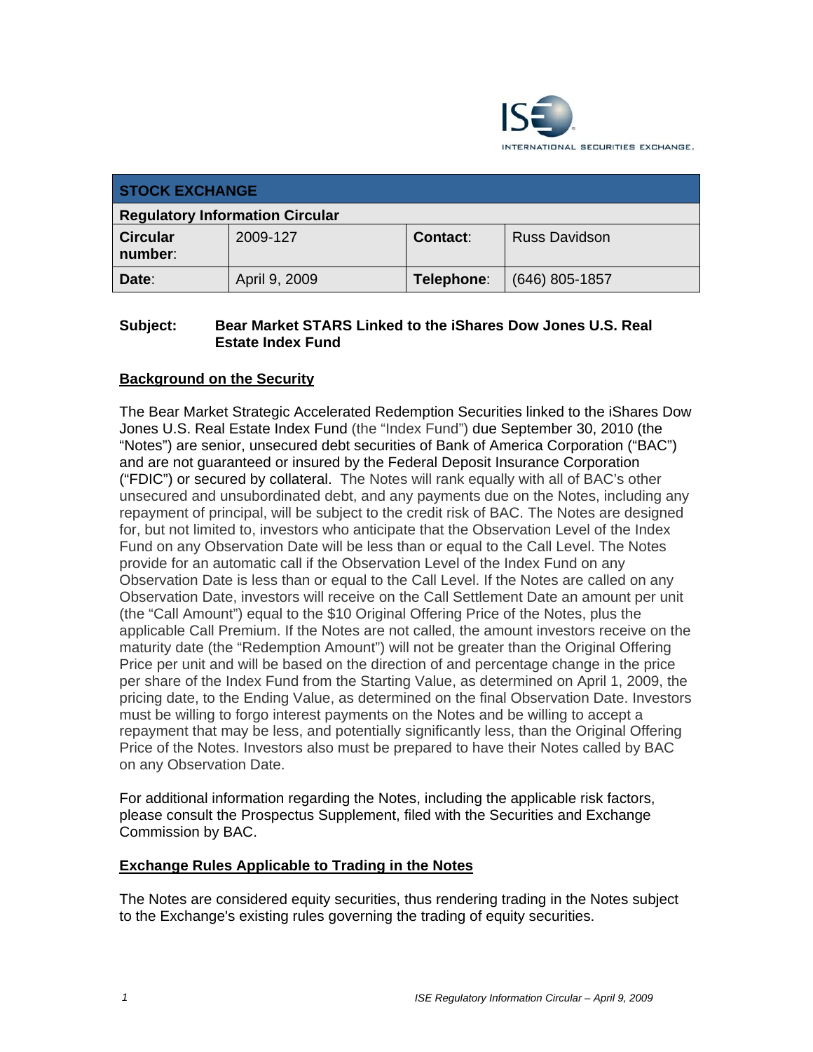ISE INTERNATIONAL SECURITIES EXCHANGE.

| STOCK EXCHANGE | | | |
|---|---|---|---|
| **Regulatory Information Circular** | | | |
| **Circular number:** | 2009-127 | **Contact:** | Russ Davidson |
| **Date:** | April 9, 2009 | **Telephone:** | (646) 805-1857 |

**Subject: Bear Market STARS Linked to the iShares Dow Jones U.S. Real Estate Index Fund**

## Background on the Security

The Bear Market Strategic Accelerated Redemption Securities linked to the iShares Dow Jones U.S. Real Estate Index Fund (the "Index Fund") due September 30, 2010 (the "Notes") are senior, unsecured debt securities of Bank of America Corporation ("BAC") and are not guaranteed or insured by the Federal Deposit Insurance Corporation ("FDIC") or secured by collateral. The Notes will rank equally with all of BAC's other unsecured and unsubordinated debt, and any payments due on the Notes, including any repayment of principal, will be subject to the credit risk of BAC. The Notes are designed for, but not limited to, investors who anticipate that the Observation Level of the Index Fund on any Observation Date will be less than or equal to the Call Level. The Notes provide for an automatic call if the Observation Level of the Index Fund on any Observation Date is less than or equal to the Call Level. If the Notes are called on any Observation Date, investors will receive on the Call Settlement Date an amount per unit (the "Call Amount") equal to the $10 Original Offering Price of the Notes, plus the applicable Call Premium. If the Notes are not called, the amount investors receive on the maturity date (the "Redemption Amount") will not be greater than the Original Offering Price per unit and will be based on the direction of and percentage change in the price per share of the Index Fund from the Starting Value, as determined on April 1, 2009, the pricing date, to the Ending Value, as determined on the final Observation Date. Investors must be willing to forgo interest payments on the Notes and be willing to accept a repayment that may be less, and potentially significantly less, than the Original Offering Price of the Notes. Investors also must be prepared to have their Notes called by BAC on any Observation Date.

For additional information regarding the Notes, including the applicable risk factors, please consult the Prospectus Supplement, filed with the Securities and Exchange Commission by BAC.

## Exchange Rules Applicable to Trading in the Notes

The Notes are considered equity securities, thus rendering trading in the Notes subject to the Exchange's existing rules governing the trading of equity securities.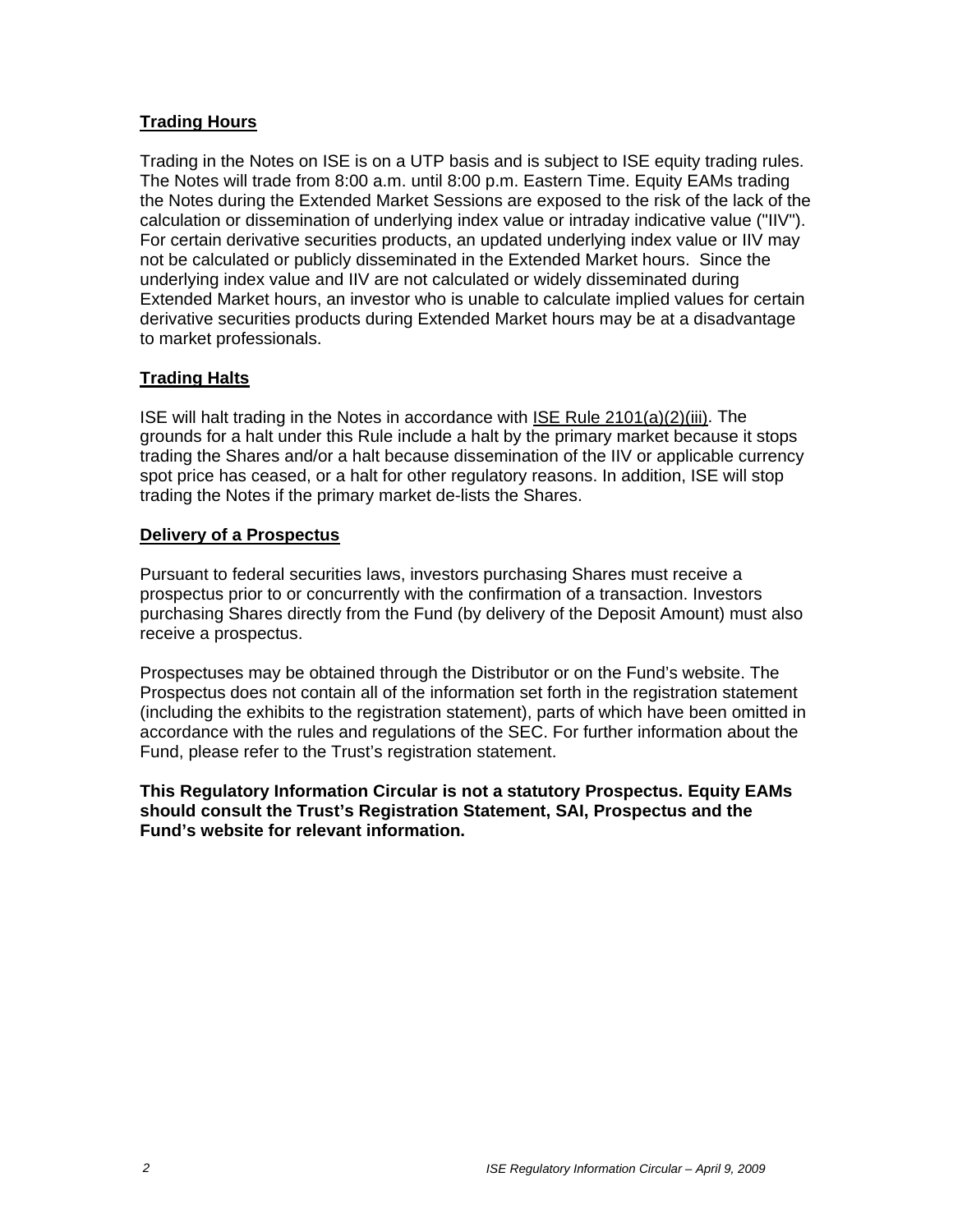## Trading Hours

Trading in the Notes on ISE is on a UTP basis and is subject to ISE equity trading rules. The Notes will trade from 8:00 a.m. until 8:00 p.m. Eastern Time. Equity EAMs trading the Notes during the Extended Market Sessions are exposed to the risk of the lack of the calculation or dissemination of underlying index value or intraday indicative value ("IIV"). For certain derivative securities products, an updated underlying index value or IIV may not be calculated or publicly disseminated in the Extended Market hours. Since the underlying index value and IIV are not calculated or widely disseminated during Extended Market hours, an investor who is unable to calculate implied values for certain derivative securities products during Extended Market hours may be at a disadvantage to market professionals.

## Trading Halts

ISE will halt trading in the Notes in accordance with ISE Rule 2101(a)(2)(iii). The grounds for a halt under this Rule include a halt by the primary market because it stops trading the Shares and/or a halt because dissemination of the IIV or applicable currency spot price has ceased, or a halt for other regulatory reasons. In addition, ISE will stop trading the Notes if the primary market de-lists the Shares.

## Delivery of a Prospectus

Pursuant to federal securities laws, investors purchasing Shares must receive a prospectus prior to or concurrently with the confirmation of a transaction. Investors purchasing Shares directly from the Fund (by delivery of the Deposit Amount) must also receive a prospectus.

Prospectuses may be obtained through the Distributor or on the Fund's website. The Prospectus does not contain all of the information set forth in the registration statement (including the exhibits to the registration statement), parts of which have been omitted in accordance with the rules and regulations of the SEC. For further information about the Fund, please refer to the Trust's registration statement.

**This Regulatory Information Circular is not a statutory Prospectus. Equity EAMs should consult the Trust's Registration Statement, SAI, Prospectus and the Fund's website for relevant information.**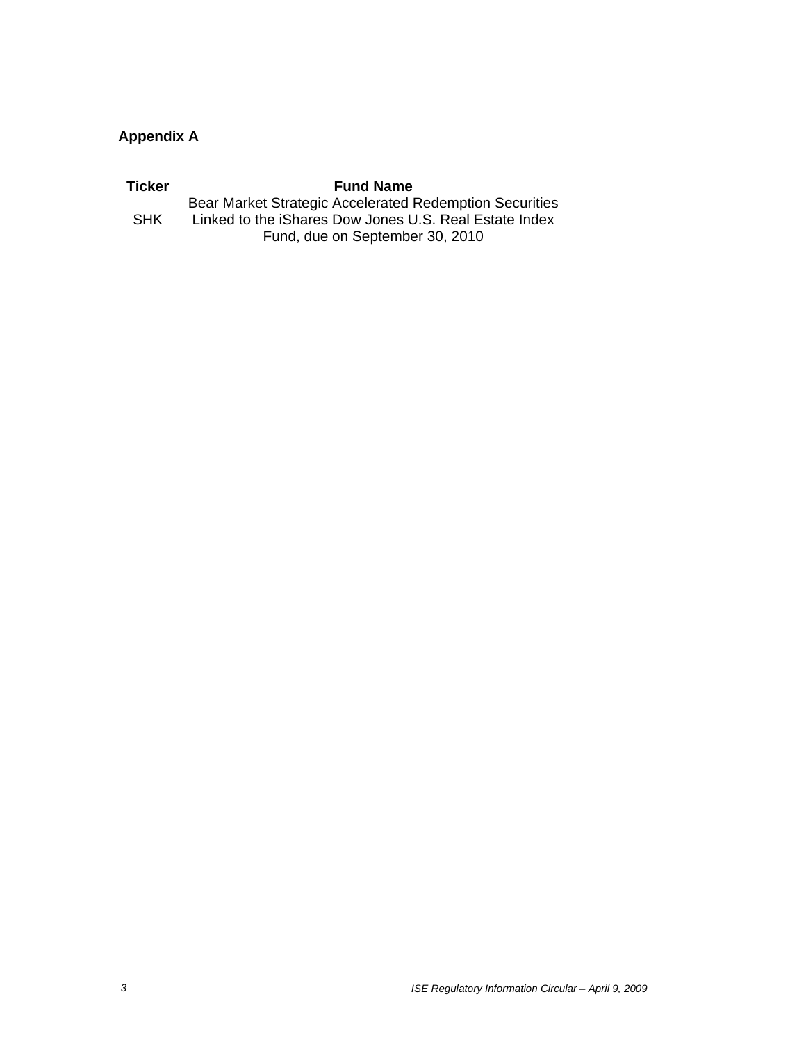**Appendix A**

| Ticker | Fund Name |
|---|---|
| SHK | Bear Market Strategic Accelerated Redemption Securities Linked to the iShares Dow Jones U.S. Real Estate Index Fund, due on September 30, 2010 |